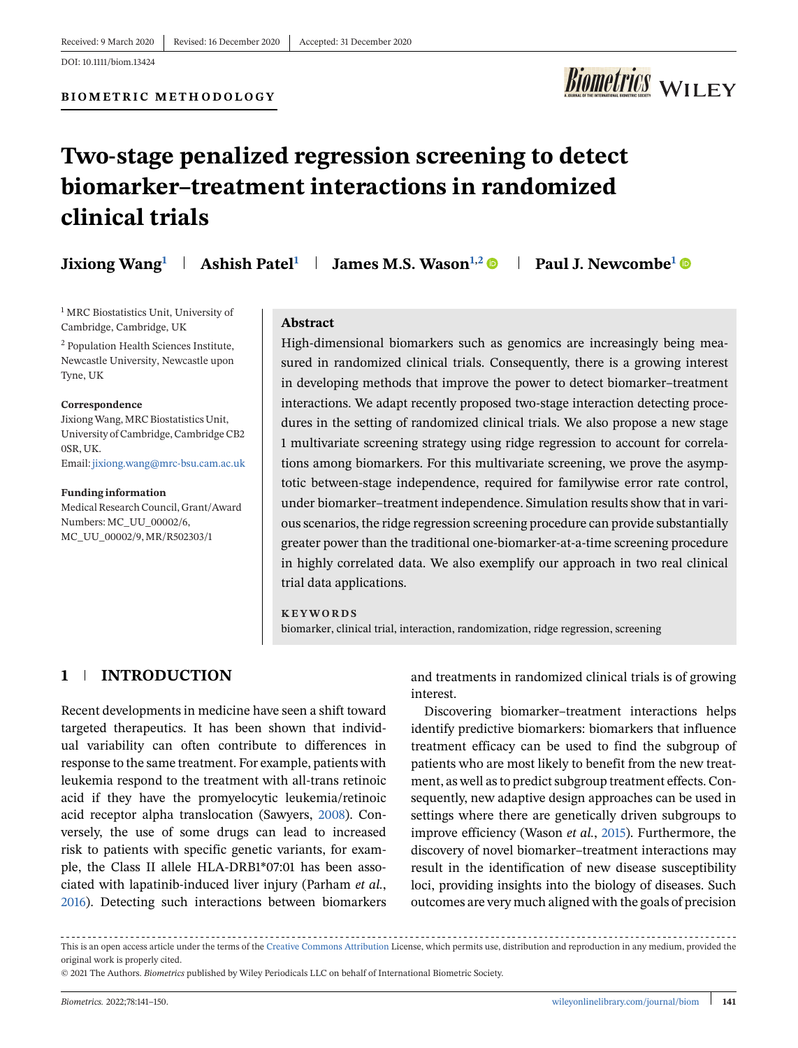Received: 9 March 2020 | Revised: 16 December 2020 | Accepted: 31 December 2020

DOI: 10.1111/biom.13424

**BIOMETRIC METHODOLOGY**

# Two-stage penalized regression screening to detect biomarker–treatment interactions in randomized clinical trials

**Jixiong Wang**[1] | **Ashish Patel**[1] | **James M.S. Wason**[1,2] | **Paul J. Newcombe**[1]

[1] MRC Biostatistics Unit, University of Cambridge, Cambridge, UK

[2] Population Health Sciences Institute, Newcastle University, Newcastle upon Tyne, UK

**Correspondence**
Jixiong Wang, MRC Biostatistics Unit, University of Cambridge, Cambridge CB2 0SR, UK.
Email: jixiong.wang@mrc-bsu.cam.ac.uk

**Funding information**
Medical Research Council, Grant/Award Numbers: MC_UU_00002/6, MC_UU_00002/9, MR/R502303/1

## Abstract

High-dimensional biomarkers such as genomics are increasingly being measured in randomized clinical trials. Consequently, there is a growing interest in developing methods that improve the power to detect biomarker–treatment interactions. We adapt recently proposed two-stage interaction detecting procedures in the setting of randomized clinical trials. We also propose a new stage 1 multivariate screening strategy using ridge regression to account for correlations among biomarkers. For this multivariate screening, we prove the asymptotic between-stage independence, required for familywise error rate control, under biomarker–treatment independence. Simulation results show that in various scenarios, the ridge regression screening procedure can provide substantially greater power than the traditional one-biomarker-at-a-time screening procedure in highly correlated data. We also exemplify our approach in two real clinical trial data applications.

**KEYWORDS**

biomarker, clinical trial, interaction, randomization, ridge regression, screening

## 1 | INTRODUCTION

Recent developments in medicine have seen a shift toward targeted therapeutics. It has been shown that individual variability can often contribute to differences in response to the same treatment. For example, patients with leukemia respond to the treatment with all-trans retinoic acid if they have the promyelocytic leukemia/retinoic acid receptor alpha translocation (Sawyers, 2008). Conversely, the use of some drugs can lead to increased risk to patients with specific genetic variants, for example, the Class II allele HLA-DRB1*07:01 has been associated with lapatinib-induced liver injury (Parham *et al.*, 2016). Detecting such interactions between biomarkers and treatments in randomized clinical trials is of growing interest.

Discovering biomarker–treatment interactions helps identify predictive biomarkers: biomarkers that influence treatment efficacy can be used to find the subgroup of patients who are most likely to benefit from the new treatment, as well as to predict subgroup treatment effects. Consequently, new adaptive design approaches can be used in settings where there are genetically driven subgroups to improve efficiency (Wason *et al.*, 2015). Furthermore, the discovery of novel biomarker–treatment interactions may result in the identification of new disease susceptibility loci, providing insights into the biology of diseases. Such outcomes are very much aligned with the goals of precision

This is an open access article under the terms of the Creative Commons Attribution License, which permits use, distribution and reproduction in any medium, provided the original work is properly cited.

© 2021 The Authors. *Biometrics* published by Wiley Periodicals LLC on behalf of International Biometric Society.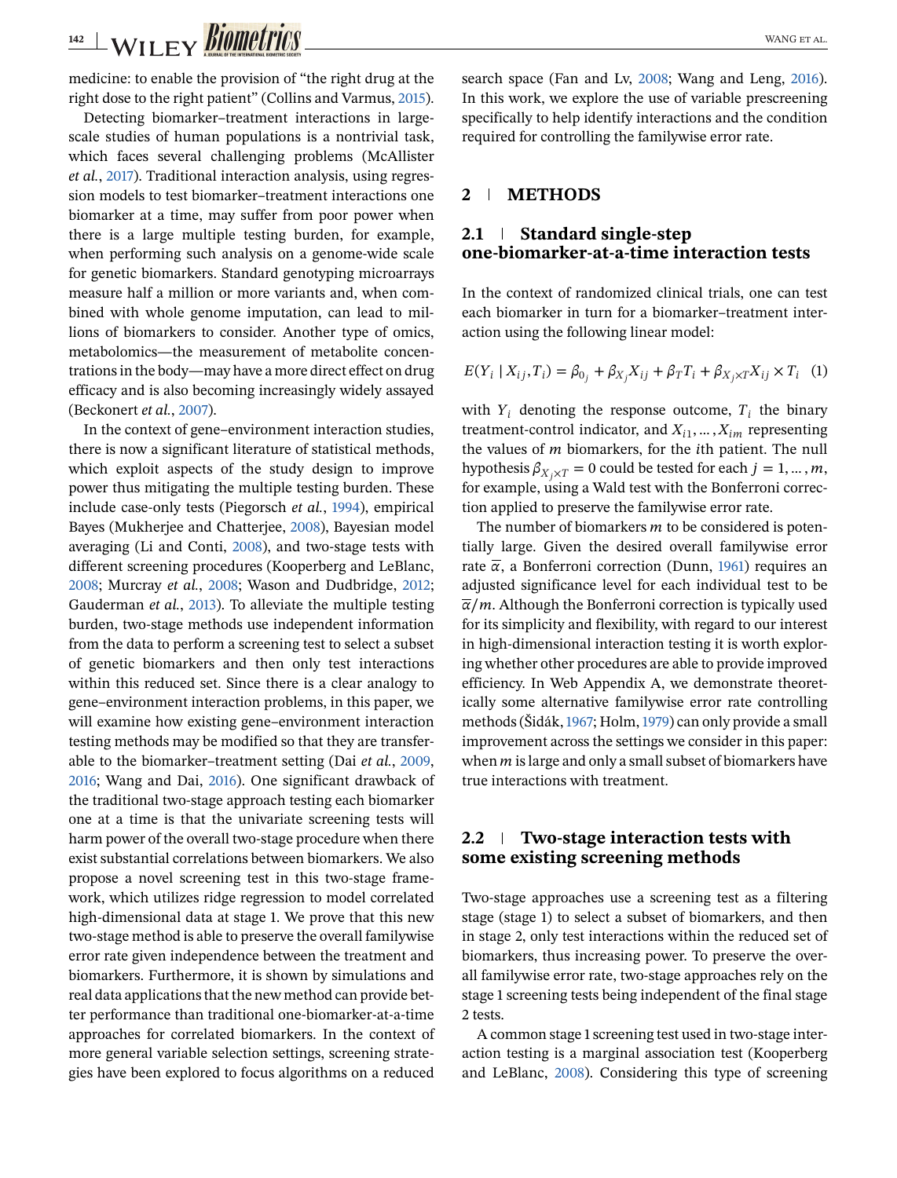medicine: to enable the provision of "the right drug at the right dose to the right patient" (Collins and Varmus, 2015).

Detecting biomarker–treatment interactions in large-scale studies of human populations is a nontrivial task, which faces several challenging problems (McAllister *et al.*, 2017). Traditional interaction analysis, using regression models to test biomarker–treatment interactions one biomarker at a time, may suffer from poor power when there is a large multiple testing burden, for example, when performing such analysis on a genome-wide scale for genetic biomarkers. Standard genotyping microarrays measure half a million or more variants and, when combined with whole genome imputation, can lead to millions of biomarkers to consider. Another type of omics, metabolomics—the measurement of metabolite concentrations in the body—may have a more direct effect on drug efficacy and is also becoming increasingly widely assayed (Beckonert *et al.*, 2007).

In the context of gene–environment interaction studies, there is now a significant literature of statistical methods, which exploit aspects of the study design to improve power thus mitigating the multiple testing burden. These include case-only tests (Piegorsch *et al.*, 1994), empirical Bayes (Mukherjee and Chatterjee, 2008), Bayesian model averaging (Li and Conti, 2008), and two-stage tests with different screening procedures (Kooperberg and LeBlanc, 2008; Murcray *et al.*, 2008; Wason and Dudbridge, 2012; Gauderman *et al.*, 2013). To alleviate the multiple testing burden, two-stage methods use independent information from the data to perform a screening test to select a subset of genetic biomarkers and then only test interactions within this reduced set. Since there is a clear analogy to gene–environment interaction problems, in this paper, we will examine how existing gene–environment interaction testing methods may be modified so that they are transferable to the biomarker–treatment setting (Dai *et al.*, 2009, 2016; Wang and Dai, 2016). One significant drawback of the traditional two-stage approach testing each biomarker one at a time is that the univariate screening tests will harm power of the overall two-stage procedure when there exist substantial correlations between biomarkers. We also propose a novel screening test in this two-stage framework, which utilizes ridge regression to model correlated high-dimensional data at stage 1. We prove that this new two-stage method is able to preserve the overall familywise error rate given independence between the treatment and biomarkers. Furthermore, it is shown by simulations and real data applications that the new method can provide better performance than traditional one-biomarker-at-a-time approaches for correlated biomarkers. In the context of more general variable selection settings, screening strategies have been explored to focus algorithms on a reduced search space (Fan and Lv, 2008; Wang and Leng, 2016). In this work, we explore the use of variable prescreening specifically to help identify interactions and the condition required for controlling the familywise error rate.

## 2 | METHODS

### 2.1 | Standard single-step one-biomarker-at-a-time interaction tests

In the context of randomized clinical trials, one can test each biomarker in turn for a biomarker–treatment interaction using the following linear model:

$$E(Y_i \mid X_{ij}, T_i) = \beta_{0_j} + \beta_{X_j} X_{ij} + \beta_T T_i + \beta_{X_j \times T} X_{ij} \times T_i \quad (1)$$

with $Y_i$ denoting the response outcome, $T_i$ the binary treatment-control indicator, and $X_{i1}, \ldots, X_{im}$ representing the values of $m$ biomarkers, for the $i$th patient. The null hypothesis $\beta_{X_j \times T} = 0$ could be tested for each $j = 1, \ldots, m$, for example, using a Wald test with the Bonferroni correction applied to preserve the familywise error rate.

The number of biomarkers $m$ to be considered is potentially large. Given the desired overall familywise error rate $\bar{\alpha}$, a Bonferroni correction (Dunn, 1961) requires an adjusted significance level for each individual test to be $\bar{\alpha}/m$. Although the Bonferroni correction is typically used for its simplicity and flexibility, with regard to our interest in high-dimensional interaction testing it is worth exploring whether other procedures are able to provide improved efficiency. In Web Appendix A, we demonstrate theoretically some alternative familywise error rate controlling methods (Šidák, 1967; Holm, 1979) can only provide a small improvement across the settings we consider in this paper: when $m$ is large and only a small subset of biomarkers have true interactions with treatment.

### 2.2 | Two-stage interaction tests with some existing screening methods

Two-stage approaches use a screening test as a filtering stage (stage 1) to select a subset of biomarkers, and then in stage 2, only test interactions within the reduced set of biomarkers, thus increasing power. To preserve the overall familywise error rate, two-stage approaches rely on the stage 1 screening tests being independent of the final stage 2 tests.

A common stage 1 screening test used in two-stage interaction testing is a marginal association test (Kooperberg and LeBlanc, 2008). Considering this type of screening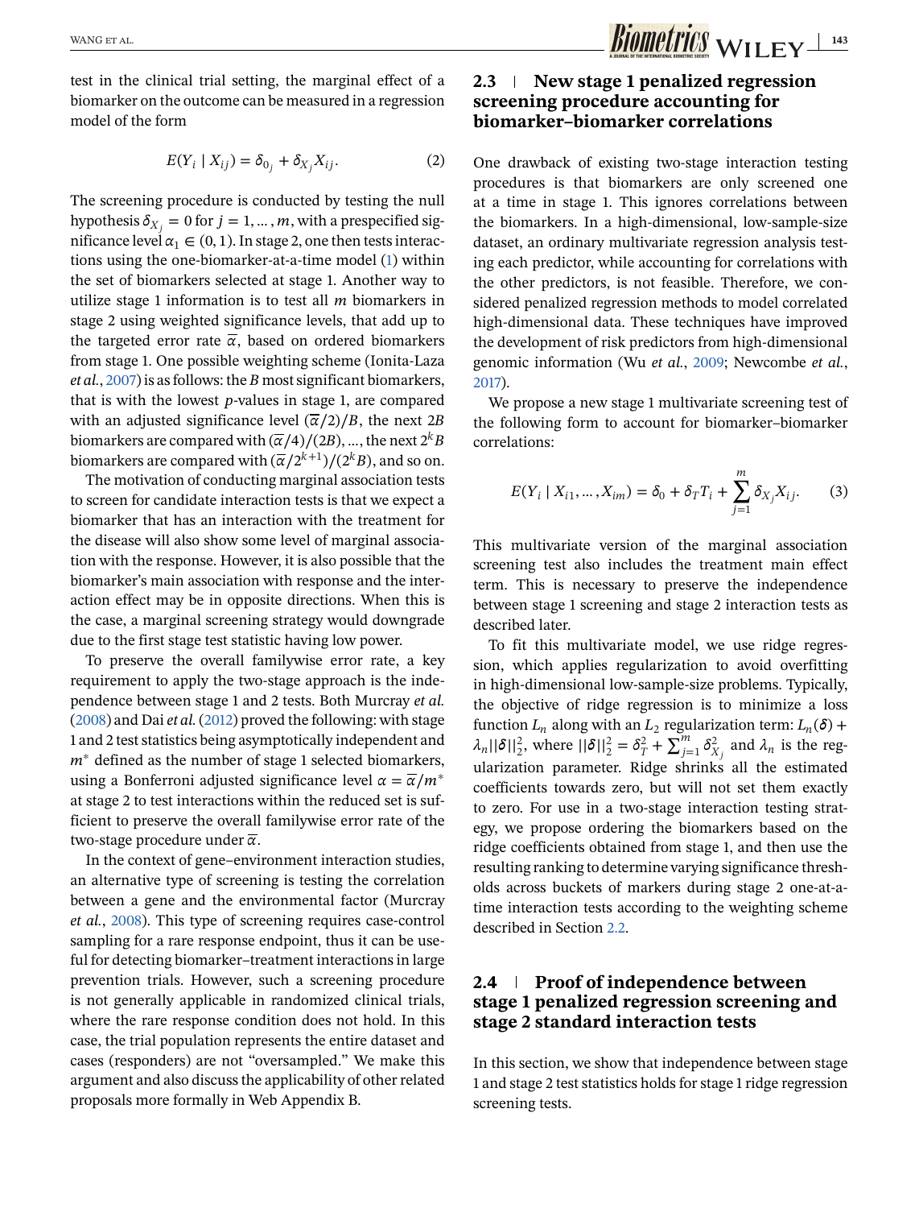test in the clinical trial setting, the marginal effect of a biomarker on the outcome can be measured in a regression model of the form

$$E(Y_i \mid X_{ij}) = \delta_{0_j} + \delta_{X_j} X_{ij}. \tag{2}$$

The screening procedure is conducted by testing the null hypothesis $\delta_{X_j} = 0$ for $j = 1, \ldots, m$, with a prespecified significance level $\alpha_1 \in (0, 1)$. In stage 2, one then tests interactions using the one-biomarker-at-a-time model (1) within the set of biomarkers selected at stage 1. Another way to utilize stage 1 information is to test all $m$ biomarkers in stage 2 using weighted significance levels, that add up to the targeted error rate $\overline{\alpha}$, based on ordered biomarkers from stage 1. One possible weighting scheme (Ionita-Laza *et al.*, 2007) is as follows: the $B$ most significant biomarkers, that is with the lowest $p$-values in stage 1, are compared with an adjusted significance level $(\overline{\alpha}/2)/B$, the next $2B$ biomarkers are compared with $(\overline{\alpha}/4)/(2B)$, ..., the next $2^k B$ biomarkers are compared with $(\overline{\alpha}/2^{k+1})/(2^k B)$, and so on.

The motivation of conducting marginal association tests to screen for candidate interaction tests is that we expect a biomarker that has an interaction with the treatment for the disease will also show some level of marginal association with the response. However, it is also possible that the biomarker's main association with response and the interaction effect may be in opposite directions. When this is the case, a marginal screening strategy would downgrade due to the first stage test statistic having low power.

To preserve the overall familywise error rate, a key requirement to apply the two-stage approach is the independence between stage 1 and 2 tests. Both Murcray *et al.* (2008) and Dai *et al.* (2012) proved the following: with stage 1 and 2 test statistics being asymptotically independent and $m^*$ defined as the number of stage 1 selected biomarkers, using a Bonferroni adjusted significance level $\alpha = \overline{\alpha}/m^*$ at stage 2 to test interactions within the reduced set is sufficient to preserve the overall familywise error rate of the two-stage procedure under $\overline{\alpha}$.

In the context of gene–environment interaction studies, an alternative type of screening is testing the correlation between a gene and the environmental factor (Murcray *et al.*, 2008). This type of screening requires case-control sampling for a rare response endpoint, thus it can be useful for detecting biomarker–treatment interactions in large prevention trials. However, such a screening procedure is not generally applicable in randomized clinical trials, where the rare response condition does not hold. In this case, the trial population represents the entire dataset and cases (responders) are not "oversampled." We make this argument and also discuss the applicability of other related proposals more formally in Web Appendix B.

## 2.3 | New stage 1 penalized regression screening procedure accounting for biomarker–biomarker correlations

One drawback of existing two-stage interaction testing procedures is that biomarkers are only screened one at a time in stage 1. This ignores correlations between the biomarkers. In a high-dimensional, low-sample-size dataset, an ordinary multivariate regression analysis testing each predictor, while accounting for correlations with the other predictors, is not feasible. Therefore, we considered penalized regression methods to model correlated high-dimensional data. These techniques have improved the development of risk predictors from high-dimensional genomic information (Wu *et al.*, 2009; Newcombe *et al.*, 2017).

We propose a new stage 1 multivariate screening test of the following form to account for biomarker–biomarker correlations:

$$E(Y_i \mid X_{i1}, \ldots, X_{im}) = \delta_0 + \delta_T T_i + \sum_{j=1}^{m} \delta_{X_j} X_{ij}. \tag{3}$$

This multivariate version of the marginal association screening test also includes the treatment main effect term. This is necessary to preserve the independence between stage 1 screening and stage 2 interaction tests as described later.

To fit this multivariate model, we use ridge regression, which applies regularization to avoid overfitting in high-dimensional low-sample-size problems. Typically, the objective of ridge regression is to minimize a loss function $L_n$ along with an $L_2$ regularization term: $L_n(\boldsymbol{\delta}) + \lambda_n ||\boldsymbol{\delta}||_2^2$, where $||\boldsymbol{\delta}||_2^2 = \delta_T^2 + \sum_{j=1}^{m} \delta_{X_j}^2$ and $\lambda_n$ is the regularization parameter. Ridge shrinks all the estimated coefficients towards zero, but will not set them exactly to zero. For use in a two-stage interaction testing strategy, we propose ordering the biomarkers based on the ridge coefficients obtained from stage 1, and then use the resulting ranking to determine varying significance thresholds across buckets of markers during stage 2 one-at-a-time interaction tests according to the weighting scheme described in Section 2.2.

## 2.4 | Proof of independence between stage 1 penalized regression screening and stage 2 standard interaction tests

In this section, we show that independence between stage 1 and stage 2 test statistics holds for stage 1 ridge regression screening tests.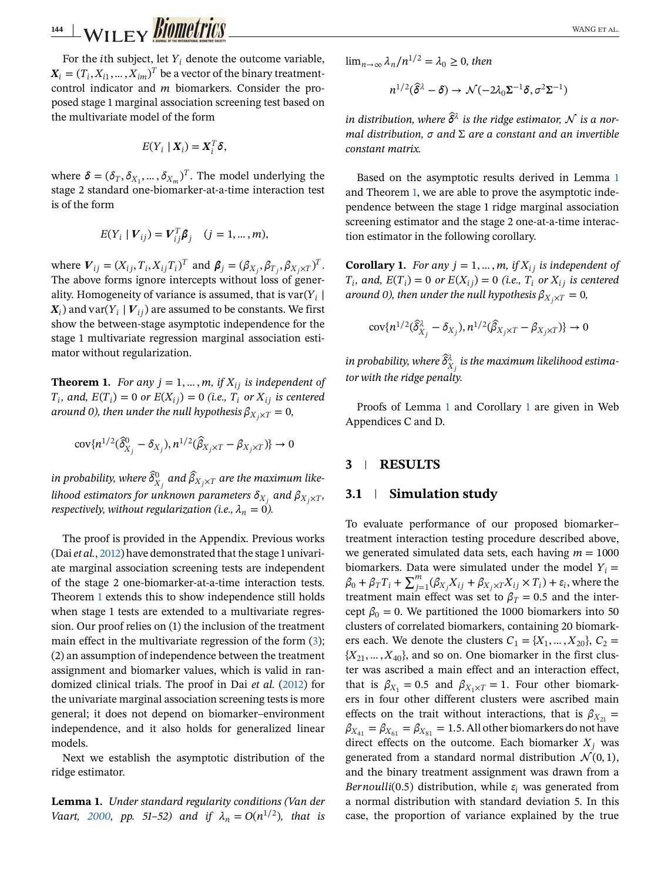For the $i$th subject, let $Y_i$ denote the outcome variable, $\boldsymbol{X}_i = (T_i, X_{i1}, \ldots, X_{im})^T$ be a vector of the binary treatment-control indicator and $m$ biomarkers. Consider the proposed stage 1 marginal association screening test based on the multivariate model of the form

$$E(Y_i \mid \boldsymbol{X}_i) = \boldsymbol{X}_i^T \boldsymbol{\delta},$$

where $\boldsymbol{\delta} = (\delta_T, \delta_{X_1}, \ldots, \delta_{X_m})^T$. The model underlying the stage 2 standard one-biomarker-at-a-time interaction test is of the form

$$E(Y_i \mid \boldsymbol{V}_{ij}) = \boldsymbol{V}_{ij}^T \boldsymbol{\beta}_j \quad (j = 1, \ldots, m),$$

where $\boldsymbol{V}_{ij} = (X_{ij}, T_i, X_{ij}T_i)^T$ and $\boldsymbol{\beta}_j = (\beta_{X_j}, \beta_{T_j}, \beta_{X_j \times T})^T$. The above forms ignore intercepts without loss of generality. Homogeneity of variance is assumed, that is $\mathrm{var}(Y_i \mid \boldsymbol{X}_i)$ and $\mathrm{var}(Y_i \mid \boldsymbol{V}_{ij})$ are assumed to be constants. We first show the between-stage asymptotic independence for the stage 1 multivariate regression marginal association estimator without regularization.

**Theorem 1.** *For any $j = 1, \ldots, m$, if $X_{ij}$ is independent of $T_i$, and, $E(T_i) = 0$ or $E(X_{ij}) = 0$ (i.e., $T_i$ or $X_{ij}$ is centered around 0), then under the null hypothesis $\beta_{X_j \times T} = 0$,*

$$\mathrm{cov}\{n^{1/2}(\hat{\delta}^0_{X_j} - \delta_{X_j}), n^{1/2}(\hat{\beta}_{X_j \times T} - \beta_{X_j \times T})\} \to 0$$

*in probability, where $\hat{\delta}^0_{X_j}$ and $\hat{\beta}_{X_j \times T}$ are the maximum likelihood estimators for unknown parameters $\delta_{X_j}$ and $\beta_{X_j \times T}$, respectively, without regularization (i.e., $\lambda_n = 0$).*

The proof is provided in the Appendix. Previous works (Dai *et al.*, 2012) have demonstrated that the stage 1 univariate marginal association screening tests are independent of the stage 2 one-biomarker-at-a-time interaction tests. Theorem 1 extends this to show independence still holds when stage 1 tests are extended to a multivariate regression. Our proof relies on (1) the inclusion of the treatment main effect in the multivariate regression of the form (3); (2) an assumption of independence between the treatment assignment and biomarker values, which is valid in randomized clinical trials. The proof in Dai *et al.* (2012) for the univariate marginal association screening tests is more general; it does not depend on biomarker–environment independence, and it also holds for generalized linear models.

Next we establish the asymptotic distribution of the ridge estimator.

**Lemma 1.** *Under standard regularity conditions (Van der Vaart, 2000, pp. 51–52) and if $\lambda_n = O(n^{1/2})$, that is $\lim_{n\to\infty} \lambda_n / n^{1/2} = \lambda_0 \geq 0$, then*

$$n^{1/2}(\hat{\boldsymbol{\delta}}^\lambda - \boldsymbol{\delta}) \to \mathcal{N}(-2\lambda_0 \boldsymbol{\Sigma}^{-1}\boldsymbol{\delta}, \sigma^2 \boldsymbol{\Sigma}^{-1})$$

*in distribution, where $\hat{\boldsymbol{\delta}}^\lambda$ is the ridge estimator, $\mathcal{N}$ is a normal distribution, $\sigma$ and $\Sigma$ are a constant and an invertible constant matrix.*

Based on the asymptotic results derived in Lemma 1 and Theorem 1, we are able to prove the asymptotic independence between the stage 1 ridge marginal association screening estimator and the stage 2 one-at-a-time interaction estimator in the following corollary.

**Corollary 1.** *For any $j = 1, \ldots, m$, if $X_{ij}$ is independent of $T_i$, and, $E(T_i) = 0$ or $E(X_{ij}) = 0$ (i.e., $T_i$ or $X_{ij}$ is centered around 0), then under the null hypothesis $\beta_{X_j \times T} = 0$,*

$$\mathrm{cov}\{n^{1/2}(\hat{\delta}^\lambda_{X_j} - \delta_{X_j}), n^{1/2}(\hat{\beta}_{X_j \times T} - \beta_{X_j \times T})\} \to 0$$

*in probability, where $\hat{\delta}^\lambda_{X_j}$ is the maximum likelihood estimator with the ridge penalty.*

Proofs of Lemma 1 and Corollary 1 are given in Web Appendices C and D.

## 3 RESULTS

### 3.1 Simulation study

To evaluate performance of our proposed biomarker–treatment interaction testing procedure described above, we generated simulated data sets, each having $m = 1000$ biomarkers. Data were simulated under the model $Y_i = \beta_0 + \beta_T T_i + \sum_{j=1}^m (\beta_{X_j} X_{ij} + \beta_{X_j \times T} X_{ij} \times T_i) + \epsilon_i$, where the treatment main effect was set to $\beta_T = 0.5$ and the intercept $\beta_0 = 0$. We partitioned the 1000 biomarkers into 50 clusters of correlated biomarkers, containing 20 biomarkers each. We denote the clusters $C_1 = \{X_1, \ldots, X_{20}\}$, $C_2 = \{X_{21}, \ldots, X_{40}\}$, and so on. One biomarker in the first cluster was ascribed a main effect and an interaction effect, that is $\beta_{X_1} = 0.5$ and $\beta_{X_1 \times T} = 1$. Four other biomarkers in four other different clusters were ascribed main effects on the trait without interactions, that is $\beta_{X_{21}} = \beta_{X_{41}} = \beta_{X_{61}} = \beta_{X_{81}} = 1.5$. All other biomarkers do not have direct effects on the outcome. Each biomarker $X_j$ was generated from a standard normal distribution $\mathcal{N}(0, 1)$, and the binary treatment assignment was drawn from a *Bernoulli*(0.5) distribution, while $\epsilon_i$ was generated from a normal distribution with standard deviation 5. In this case, the proportion of variance explained by the true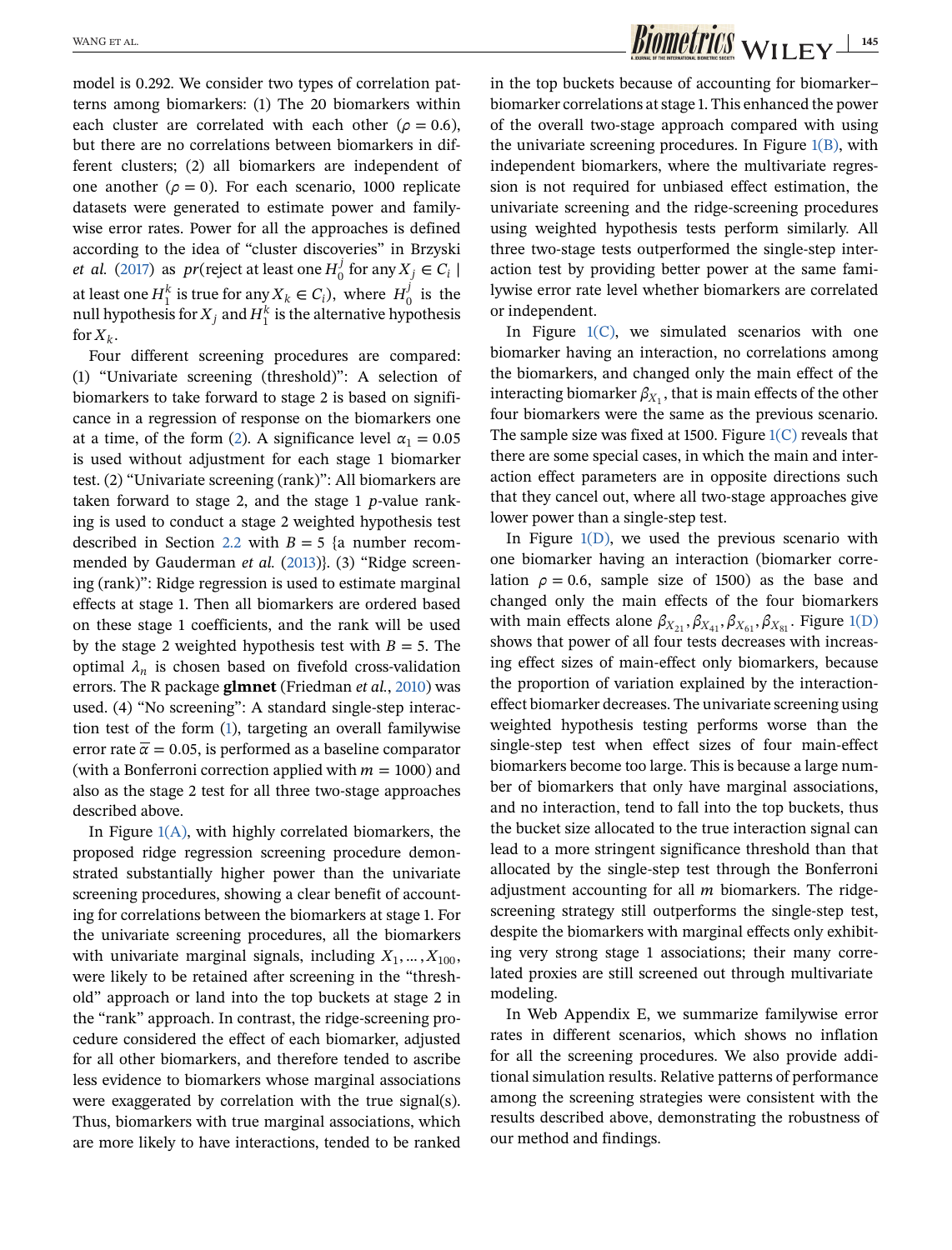model is 0.292. We consider two types of correlation patterns among biomarkers: (1) The 20 biomarkers within each cluster are correlated with each other ($\rho = 0.6$), but there are no correlations between biomarkers in different clusters; (2) all biomarkers are independent of one another ($\rho = 0$). For each scenario, 1000 replicate datasets were generated to estimate power and familywise error rates. Power for all the approaches is defined according to the idea of "cluster discoveries" in Brzyski *et al.* (2017) as $pr(\text{reject at least one } H_0^j \text{ for any } X_j \in C_i \mid \text{at least one } H_1^k \text{ is true for any } X_k \in C_i)$, where $H_0^j$ is the null hypothesis for $X_j$ and $H_1^k$ is the alternative hypothesis for $X_k$.

Four different screening procedures are compared: (1) "Univariate screening (threshold)": A selection of biomarkers to take forward to stage 2 is based on significance in a regression of response on the biomarkers one at a time, of the form (2). A significance level $\alpha_1 = 0.05$ is used without adjustment for each stage 1 biomarker test. (2) "Univariate screening (rank)": All biomarkers are taken forward to stage 2, and the stage 1 $p$-value ranking is used to conduct a stage 2 weighted hypothesis test described in Section 2.2 with $B = 5$ {a number recommended by Gauderman *et al.* (2013)}. (3) "Ridge screening (rank)": Ridge regression is used to estimate marginal effects at stage 1. Then all biomarkers are ordered based on these stage 1 coefficients, and the rank will be used by the stage 2 weighted hypothesis test with $B = 5$. The optimal $\lambda_n$ is chosen based on fivefold cross-validation errors. The R package **glmnet** (Friedman *et al.*, 2010) was used. (4) "No screening": A standard single-step interaction test of the form (1), targeting an overall familywise error rate $\overline{\alpha} = 0.05$, is performed as a baseline comparator (with a Bonferroni correction applied with $m = 1000$) and also as the stage 2 test for all three two-stage approaches described above.

In Figure 1(A), with highly correlated biomarkers, the proposed ridge regression screening procedure demonstrated substantially higher power than the univariate screening procedures, showing a clear benefit of accounting for correlations between the biomarkers at stage 1. For the univariate screening procedures, all the biomarkers with univariate marginal signals, including $X_1, \ldots, X_{100}$, were likely to be retained after screening in the "threshold" approach or land into the top buckets at stage 2 in the "rank" approach. In contrast, the ridge-screening procedure considered the effect of each biomarker, adjusted for all other biomarkers, and therefore tended to ascribe less evidence to biomarkers whose marginal associations were exaggerated by correlation with the true signal(s). Thus, biomarkers with true marginal associations, which are more likely to have interactions, tended to be ranked in the top buckets because of accounting for biomarker–biomarker correlations at stage 1. This enhanced the power of the overall two-stage approach compared with using the univariate screening procedures. In Figure 1(B), with independent biomarkers, where the multivariate regression is not required for unbiased effect estimation, the univariate screening and the ridge-screening procedures using weighted hypothesis tests perform similarly. All three two-stage tests outperformed the single-step interaction test by providing better power at the same familywise error rate level whether biomarkers are correlated or independent.

In Figure 1(C), we simulated scenarios with one biomarker having an interaction, no correlations among the biomarkers, and changed only the main effect of the interacting biomarker $\beta_{X_1}$, that is main effects of the other four biomarkers were the same as the previous scenario. The sample size was fixed at 1500. Figure 1(C) reveals that there are some special cases, in which the main and interaction effect parameters are in opposite directions such that they cancel out, where all two-stage approaches give lower power than a single-step test.

In Figure 1(D), we used the previous scenario with one biomarker having an interaction (biomarker correlation $\rho = 0.6$, sample size of 1500) as the base and changed only the main effects of the four biomarkers with main effects alone $\beta_{X_{21}}, \beta_{X_{41}}, \beta_{X_{61}}, \beta_{X_{81}}$. Figure 1(D) shows that power of all four tests decreases with increasing effect sizes of main-effect only biomarkers, because the proportion of variation explained by the interaction-effect biomarker decreases. The univariate screening using weighted hypothesis testing performs worse than the single-step test when effect sizes of four main-effect biomarkers become too large. This is because a large number of biomarkers that only have marginal associations, and no interaction, tend to fall into the top buckets, thus the bucket size allocated to the true interaction signal can lead to a more stringent significance threshold than that allocated by the single-step test through the Bonferroni adjustment accounting for all $m$ biomarkers. The ridge-screening strategy still outperforms the single-step test, despite the biomarkers with marginal effects only exhibiting very strong stage 1 associations; their many correlated proxies are still screened out through multivariate modeling.

In Web Appendix E, we summarize familywise error rates in different scenarios, which shows no inflation for all the screening procedures. We also provide additional simulation results. Relative patterns of performance among the screening strategies were consistent with the results described above, demonstrating the robustness of our method and findings.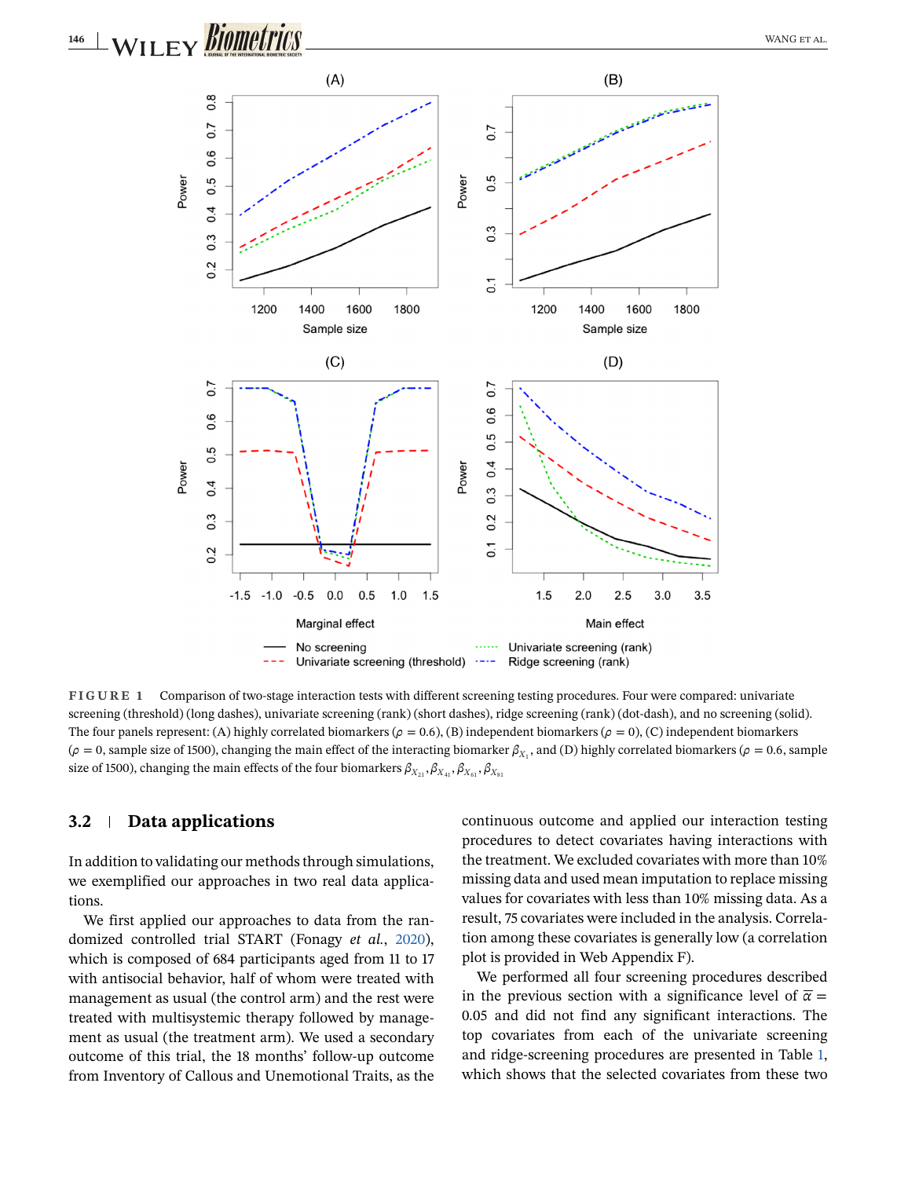FIGURE 1 Comparison of two-stage interaction tests with different screening testing procedures. Four were compared: univariate screening (threshold) (long dashes), univariate screening (rank) (short dashes), ridge screening (rank) (dot-dash), and no screening (solid). The four panels represent: (A) highly correlated biomarkers ($\rho = 0.6$), (B) independent biomarkers ($\rho = 0$), (C) independent biomarkers ($\rho = 0$, sample size of 1500), changing the main effect of the interacting biomarker $\beta_{X_1}$, and (D) highly correlated biomarkers ($\rho = 0.6$, sample size of 1500), changing the main effects of the four biomarkers $\beta_{X_{21}}, \beta_{X_{41}}, \beta_{X_{61}}, \beta_{X_{81}}$

### 3.2 Data applications

In addition to validating our methods through simulations, we exemplified our approaches in two real data applications.

We first applied our approaches to data from the randomized controlled trial START (Fonagy *et al.*, 2020), which is composed of 684 participants aged from 11 to 17 with antisocial behavior, half of whom were treated with management as usual (the control arm) and the rest were treated with multisystemic therapy followed by management as usual (the treatment arm). We used a secondary outcome of this trial, the 18 months' follow-up outcome from Inventory of Callous and Unemotional Traits, as the continuous outcome and applied our interaction testing procedures to detect covariates having interactions with the treatment. We excluded covariates with more than 10% missing data and used mean imputation to replace missing values for covariates with less than 10% missing data. As a result, 75 covariates were included in the analysis. Correlation among these covariates is generally low (a correlation plot is provided in Web Appendix F).

We performed all four screening procedures described in the previous section with a significance level of $\overline{\alpha} = 0.05$ and did not find any significant interactions. The top covariates from each of the univariate screening and ridge-screening procedures are presented in Table 1, which shows that the selected covariates from these two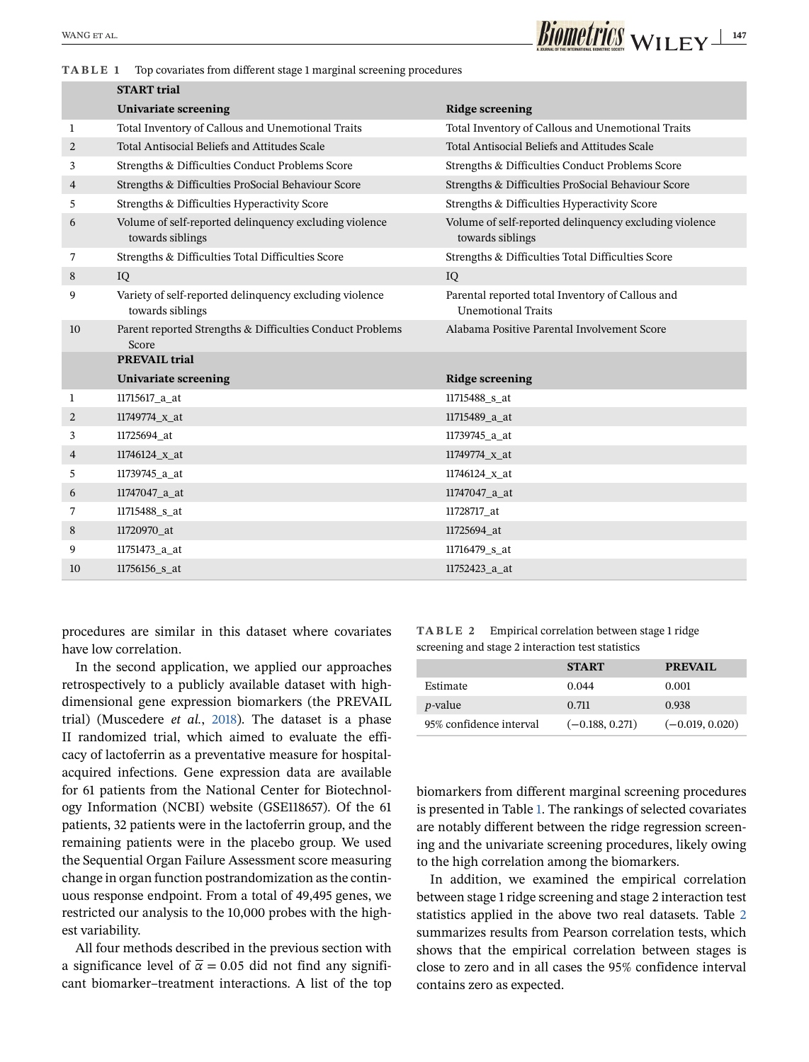**TABLE 1** Top covariates from different stage 1 marginal screening procedures

| | **START trial** | |
|---|---|---|
| | **Univariate screening** | **Ridge screening** |
| 1 | Total Inventory of Callous and Unemotional Traits | Total Inventory of Callous and Unemotional Traits |
| 2 | Total Antisocial Beliefs and Attitudes Scale | Total Antisocial Beliefs and Attitudes Scale |
| 3 | Strengths & Difficulties Conduct Problems Score | Strengths & Difficulties Conduct Problems Score |
| 4 | Strengths & Difficulties ProSocial Behaviour Score | Strengths & Difficulties ProSocial Behaviour Score |
| 5 | Strengths & Difficulties Hyperactivity Score | Strengths & Difficulties Hyperactivity Score |
| 6 | Volume of self-reported delinquency excluding violence towards siblings | Volume of self-reported delinquency excluding violence towards siblings |
| 7 | Strengths & Difficulties Total Difficulties Score | Strengths & Difficulties Total Difficulties Score |
| 8 | IQ | IQ |
| 9 | Variety of self-reported delinquency excluding violence towards siblings | Parental reported total Inventory of Callous and Unemotional Traits |
| 10 | Parent reported Strengths & Difficulties Conduct Problems Score | Alabama Positive Parental Involvement Score |
| | **PREVAIL trial** | |
| | **Univariate screening** | **Ridge screening** |
| 1 | 11715617_a_at | 11715488_s_at |
| 2 | 11749774_x_at | 11715489_a_at |
| 3 | 11725694_at | 11739745_a_at |
| 4 | 11746124_x_at | 11749774_x_at |
| 5 | 11739745_a_at | 11746124_x_at |
| 6 | 11747047_a_at | 11747047_a_at |
| 7 | 11715488_s_at | 11728717_at |
| 8 | 11720970_at | 11725694_at |
| 9 | 11751473_a_at | 11716479_s_at |
| 10 | 11756156_s_at | 11752423_a_at |

procedures are similar in this dataset where covariates have low correlation.

In the second application, we applied our approaches retrospectively to a publicly available dataset with high-dimensional gene expression biomarkers (the PREVAIL trial) (Muscedere *et al.*, 2018). The dataset is a phase II randomized trial, which aimed to evaluate the efficacy of lactoferrin as a preventative measure for hospital-acquired infections. Gene expression data are available for 61 patients from the National Center for Biotechnology Information (NCBI) website (GSE118657). Of the 61 patients, 32 patients were in the lactoferrin group, and the remaining patients were in the placebo group. We used the Sequential Organ Failure Assessment score measuring change in organ function postrandomization as the continuous response endpoint. From a total of 49,495 genes, we restricted our analysis to the 10,000 probes with the highest variability.

All four methods described in the previous section with a significance level of $\overline{\alpha} = 0.05$ did not find any significant biomarker–treatment interactions. A list of the top biomarkers from different marginal screening procedures is presented in Table 1. The rankings of selected covariates are notably different between the ridge regression screening and the univariate screening procedures, likely owing to the high correlation among the biomarkers.

**TABLE 2** Empirical correlation between stage 1 ridge screening and stage 2 interaction test statistics

| | START | PREVAIL |
|---|---|---|
| Estimate | 0.044 | 0.001 |
| $p$-value | 0.711 | 0.938 |
| 95% confidence interval | (−0.188, 0.271) | (−0.019, 0.020) |

In addition, we examined the empirical correlation between stage 1 ridge screening and stage 2 interaction test statistics applied in the above two real datasets. Table 2 summarizes results from Pearson correlation tests, which shows that the empirical correlation between stages is close to zero and in all cases the 95% confidence interval contains zero as expected.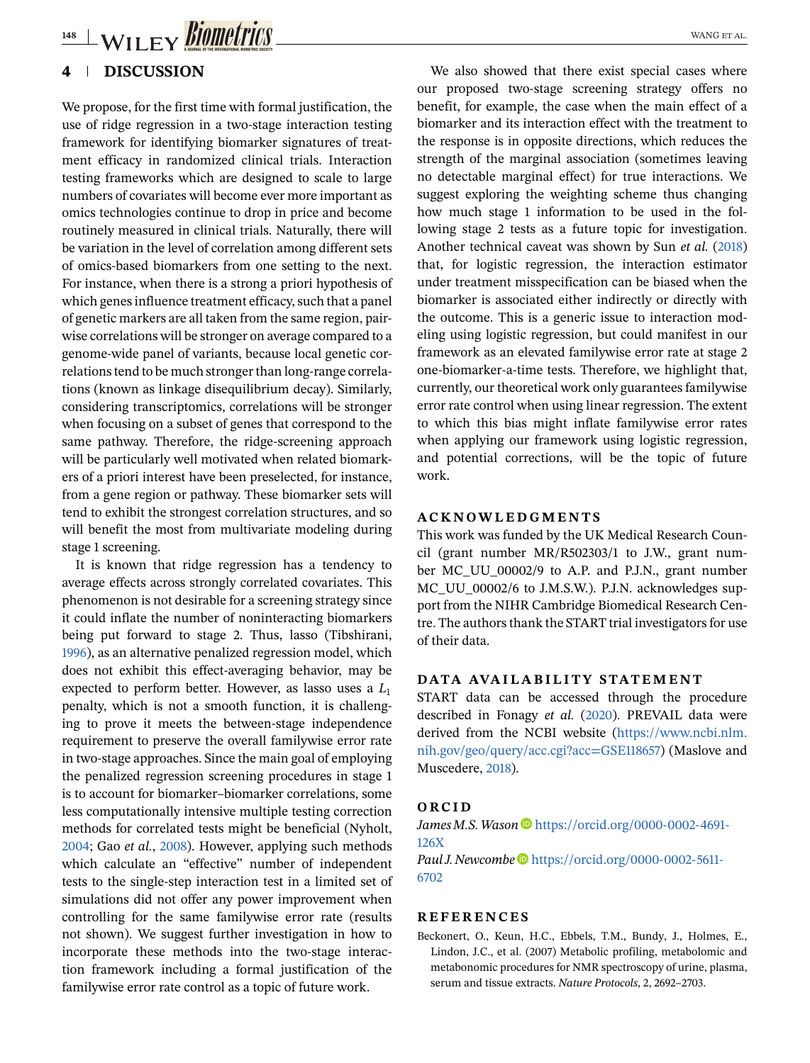## 4 DISCUSSION

We propose, for the first time with formal justification, the use of ridge regression in a two-stage interaction testing framework for identifying biomarker signatures of treatment efficacy in randomized clinical trials. Interaction testing frameworks which are designed to scale to large numbers of covariates will become ever more important as omics technologies continue to drop in price and become routinely measured in clinical trials. Naturally, there will be variation in the level of correlation among different sets of omics-based biomarkers from one setting to the next. For instance, when there is a strong a priori hypothesis of which genes influence treatment efficacy, such that a panel of genetic markers are all taken from the same region, pairwise correlations will be stronger on average compared to a genome-wide panel of variants, because local genetic correlations tend to be much stronger than long-range correlations (known as linkage disequilibrium decay). Similarly, considering transcriptomics, correlations will be stronger when focusing on a subset of genes that correspond to the same pathway. Therefore, the ridge-screening approach will be particularly well motivated when related biomarkers of a priori interest have been preselected, for instance, from a gene region or pathway. These biomarker sets will tend to exhibit the strongest correlation structures, and so will benefit the most from multivariate modeling during stage 1 screening.

It is known that ridge regression has a tendency to average effects across strongly correlated covariates. This phenomenon is not desirable for a screening strategy since it could inflate the number of noninteracting biomarkers being put forward to stage 2. Thus, lasso (Tibshirani, 1996), as an alternative penalized regression model, which does not exhibit this effect-averaging behavior, may be expected to perform better. However, as lasso uses a $L_1$ penalty, which is not a smooth function, it is challenging to prove it meets the between-stage independence requirement to preserve the overall familywise error rate in two-stage approaches. Since the main goal of employing the penalized regression screening procedures in stage 1 is to account for biomarker–biomarker correlations, some less computationally intensive multiple testing correction methods for correlated tests might be beneficial (Nyholt, 2004; Gao *et al.*, 2008). However, applying such methods which calculate an "effective" number of independent tests to the single-step interaction test in a limited set of simulations did not offer any power improvement when controlling for the same familywise error rate (results not shown). We suggest further investigation in how to incorporate these methods into the two-stage interaction framework including a formal justification of the familywise error rate control as a topic of future work.

We also showed that there exist special cases where our proposed two-stage screening strategy offers no benefit, for example, the case when the main effect of a biomarker and its interaction effect with the treatment to the response is in opposite directions, which reduces the strength of the marginal association (sometimes leaving no detectable marginal effect) for true interactions. We suggest exploring the weighting scheme thus changing how much stage 1 information to be used in the following stage 2 tests as a future topic for investigation. Another technical caveat was shown by Sun *et al.* (2018) that, for logistic regression, the interaction estimator under treatment misspecification can be biased when the biomarker is associated either indirectly or directly with the outcome. This is a generic issue to interaction modeling using logistic regression, but could manifest in our framework as an elevated familywise error rate at stage 2 one-biomarker-a-time tests. Therefore, we highlight that, currently, our theoretical work only guarantees familywise error rate control when using linear regression. The extent to which this bias might inflate familywise error rates when applying our framework using logistic regression, and potential corrections, will be the topic of future work.

## ACKNOWLEDGMENTS

This work was funded by the UK Medical Research Council (grant number MR/R502303/1 to J.W., grant number MC_UU_00002/9 to A.P. and P.J.N., grant number MC_UU_00002/6 to J.M.S.W.). P.J.N. acknowledges support from the NIHR Cambridge Biomedical Research Centre. The authors thank the START trial investigators for use of their data.

## DATA AVAILABILITY STATEMENT

START data can be accessed through the procedure described in Fonagy *et al.* (2020). PREVAIL data were derived from the NCBI website (https://www.ncbi.nlm.nih.gov/geo/query/acc.cgi?acc=GSE118657) (Maslove and Muscedere, 2018).

## ORCID

*James M.S. Wason* https://orcid.org/0000-0002-4691-126X

*Paul J. Newcombe* https://orcid.org/0000-0002-5611-6702

## REFERENCES

Beckonert, O., Keun, H.C., Ebbels, T.M., Bundy, J., Holmes, E., Lindon, J.C., et al. (2007) Metabolic profiling, metabolomic and metabonomic procedures for NMR spectroscopy of urine, plasma, serum and tissue extracts. *Nature Protocols*, 2, 2692–2703.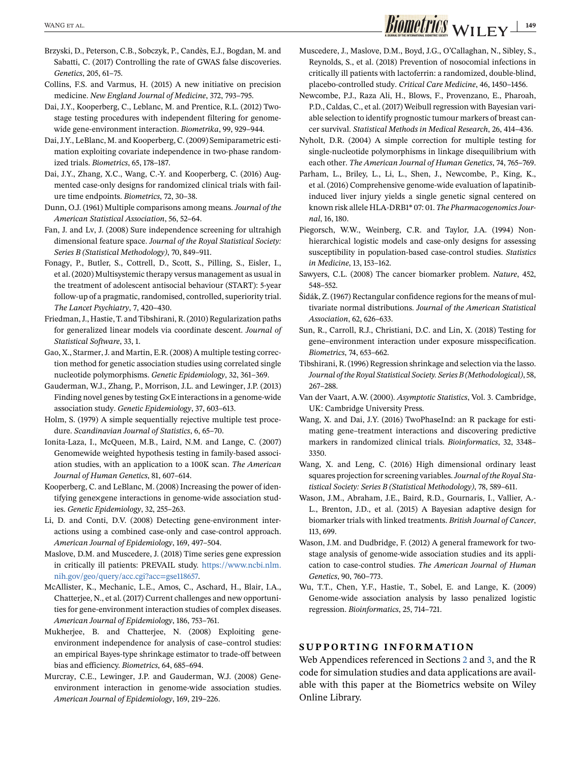Brzyski, D., Peterson, C.B., Sobczyk, P., Candès, E.J., Bogdan, M. and Sabatti, C. (2017) Controlling the rate of GWAS false discoveries. *Genetics*, 205, 61–75.

Collins, F.S. and Varmus, H. (2015) A new initiative on precision medicine. *New England Journal of Medicine*, 372, 793–795.

Dai, J.Y., Kooperberg, C., Leblanc, M. and Prentice, R.L. (2012) Two-stage testing procedures with independent filtering for genome-wide gene-environment interaction. *Biometrika*, 99, 929–944.

Dai, J.Y., LeBlanc, M. and Kooperberg, C. (2009) Semiparametric estimation exploiting covariate independence in two-phase randomized trials. *Biometrics*, 65, 178–187.

Dai, J.Y., Zhang, X.C., Wang, C.-Y. and Kooperberg, C. (2016) Augmented case-only designs for randomized clinical trials with failure time endpoints. *Biometrics*, 72, 30–38.

Dunn, O.J. (1961) Multiple comparisons among means. *Journal of the American Statistical Association*, 56, 52–64.

Fan, J. and Lv, J. (2008) Sure independence screening for ultrahigh dimensional feature space. *Journal of the Royal Statistical Society: Series B (Statistical Methodology)*, 70, 849–911.

Fonagy, P., Butler, S., Cottrell, D., Scott, S., Pilling, S., Eisler, I., et al. (2020) Multisystemic therapy versus management as usual in the treatment of adolescent antisocial behaviour (START): 5-year follow-up of a pragmatic, randomised, controlled, superiority trial. *The Lancet Psychiatry*, 7, 420–430.

Friedman, J., Hastie, T. and Tibshirani, R. (2010) Regularization paths for generalized linear models via coordinate descent. *Journal of Statistical Software*, 33, 1.

Gao, X., Starmer, J. and Martin, E.R. (2008) A multiple testing correction method for genetic association studies using correlated single nucleotide polymorphisms. *Genetic Epidemiology*, 32, 361–369.

Gauderman, W.J., Zhang, P., Morrison, J.L. and Lewinger, J.P. (2013) Finding novel genes by testing G×E interactions in a genome-wide association study. *Genetic Epidemiology*, 37, 603–613.

Holm, S. (1979) A simple sequentially rejective multiple test procedure. *Scandinavian Journal of Statistics*, 6, 65–70.

Ionita-Laza, I., McQueen, M.B., Laird, N.M. and Lange, C. (2007) Genomewide weighted hypothesis testing in family-based association studies, with an application to a 100K scan. *The American Journal of Human Genetics*, 81, 607–614.

Kooperberg, C. and LeBlanc, M. (2008) Increasing the power of identifying gene×gene interactions in genome-wide association studies. *Genetic Epidemiology*, 32, 255–263.

Li, D. and Conti, D.V. (2008) Detecting gene-environment interactions using a combined case-only and case-control approach. *American Journal of Epidemiology*, 169, 497–504.

Maslove, D.M. and Muscedere, J. (2018) Time series gene expression in critically ill patients: PREVAIL study. https://www.ncbi.nlm.nih.gov/geo/query/acc.cgi?acc=gse118657.

McAllister, K., Mechanic, L.E., Amos, C., Aschard, H., Blair, I.A., Chatterjee, N., et al. (2017) Current challenges and new opportunities for gene-environment interaction studies of complex diseases. *American Journal of Epidemiology*, 186, 753–761.

Mukherjee, B. and Chatterjee, N. (2008) Exploiting gene-environment independence for analysis of case–control studies: an empirical Bayes-type shrinkage estimator to trade-off between bias and efficiency. *Biometrics*, 64, 685–694.

Murcray, C.E., Lewinger, J.P. and Gauderman, W.J. (2008) Gene-environment interaction in genome-wide association studies. *American Journal of Epidemiology*, 169, 219–226.

Muscedere, J., Maslove, D.M., Boyd, J.G., O'Callaghan, N., Sibley, S., Reynolds, S., et al. (2018) Prevention of nosocomial infections in critically ill patients with lactoferrin: a randomized, double-blind, placebo-controlled study. *Critical Care Medicine*, 46, 1450–1456.

Newcombe, P.J., Raza Ali, H., Blows, F., Provenzano, E., Pharoah, P.D., Caldas, C., et al. (2017) Weibull regression with Bayesian variable selection to identify prognostic tumour markers of breast cancer survival. *Statistical Methods in Medical Research*, 26, 414–436.

Nyholt, D.R. (2004) A simple correction for multiple testing for single-nucleotide polymorphisms in linkage disequilibrium with each other. *The American Journal of Human Genetics*, 74, 765–769.

Parham, L., Briley, L., Li, L., Shen, J., Newcombe, P., King, K., et al. (2016) Comprehensive genome-wide evaluation of lapatinib-induced liver injury yields a single genetic signal centered on known risk allele HLA-DRB1* 07: 01. *The Pharmacogenomics Journal*, 16, 180.

Piegorsch, W.W., Weinberg, C.R. and Taylor, J.A. (1994) Non-hierarchical logistic models and case-only designs for assessing susceptibility in population-based case-control studies. *Statistics in Medicine*, 13, 153–162.

Sawyers, C.L. (2008) The cancer biomarker problem. *Nature*, 452, 548–552.

Šidák, Z. (1967) Rectangular confidence regions for the means of multivariate normal distributions. *Journal of the American Statistical Association*, 62, 626–633.

Sun, R., Carroll, R.J., Christiani, D.C. and Lin, X. (2018) Testing for gene–environment interaction under exposure misspecification. *Biometrics*, 74, 653–662.

Tibshirani, R. (1996) Regression shrinkage and selection via the lasso. *Journal of the Royal Statistical Society. Series B (Methodological)*, 58, 267–288.

Van der Vaart, A.W. (2000). *Asymptotic Statistics*, Vol. 3. Cambridge, UK: Cambridge University Press.

Wang, X. and Dai, J.Y. (2016) TwoPhaseInd: an R package for estimating gene–treatment interactions and discovering predictive markers in randomized clinical trials. *Bioinformatics*, 32, 3348–3350.

Wang, X. and Leng, C. (2016) High dimensional ordinary least squares projection for screening variables. *Journal of the Royal Statistical Society: Series B (Statistical Methodology)*, 78, 589–611.

Wason, J.M., Abraham, J.E., Baird, R.D., Gournaris, I., Vallier, A.-L., Brenton, J.D., et al. (2015) A Bayesian adaptive design for biomarker trials with linked treatments. *British Journal of Cancer*, 113, 699.

Wason, J.M. and Dudbridge, F. (2012) A general framework for two-stage analysis of genome-wide association studies and its application to case-control studies. *The American Journal of Human Genetics*, 90, 760–773.

Wu, T.T., Chen, Y.F., Hastie, T., Sobel, E. and Lange, K. (2009) Genome-wide association analysis by lasso penalized logistic regression. *Bioinformatics*, 25, 714–721.

## SUPPORTING INFORMATION

Web Appendices referenced in Sections 2 and 3, and the R code for simulation studies and data applications are available with this paper at the Biometrics website on Wiley Online Library.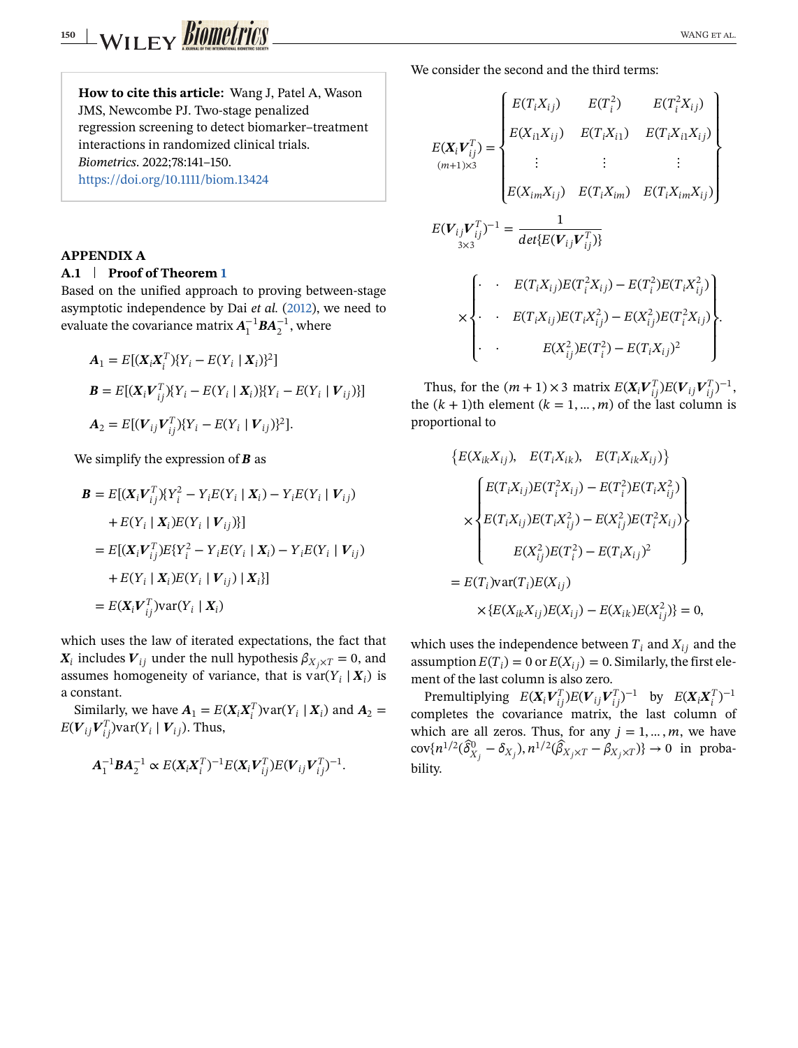**How to cite this article:** Wang J, Patel A, Wason JMS, Newcombe PJ. Two-stage penalized regression screening to detect biomarker–treatment interactions in randomized clinical trials. *Biometrics*. 2022;78:141–150. https://doi.org/10.1111/biom.13424

## APPENDIX A

### A.1 | Proof of Theorem 1

Based on the unified approach to proving between-stage asymptotic independence by Dai *et al.* (2012), we need to evaluate the covariance matrix $\boldsymbol{A}_1^{-1}\boldsymbol{B}\boldsymbol{A}_2^{-1}$, where

$$\boldsymbol{A}_1 = E[(\boldsymbol{X}_i\boldsymbol{X}_i^T)\{Y_i - E(Y_i \mid \boldsymbol{X}_i)\}^2]$$

$$\boldsymbol{B} = E[(\boldsymbol{X}_i\boldsymbol{V}_{ij}^T)\{Y_i - E(Y_i \mid \boldsymbol{X}_i)\}\{Y_i - E(Y_i \mid \boldsymbol{V}_{ij})\}]$$

$$\boldsymbol{A}_2 = E[(\boldsymbol{V}_{ij}\boldsymbol{V}_{ij}^T)\{Y_i - E(Y_i \mid \boldsymbol{V}_{ij})\}^2].$$

We simplify the expression of $\boldsymbol{B}$ as

$$\begin{aligned}
\boldsymbol{B} &= E[(\boldsymbol{X}_i\boldsymbol{V}_{ij}^T)\{Y_i^2 - Y_iE(Y_i \mid \boldsymbol{X}_i) - Y_iE(Y_i \mid \boldsymbol{V}_{ij}) \\
&\quad + E(Y_i \mid \boldsymbol{X}_i)E(Y_i \mid \boldsymbol{V}_{ij})\}] \\
&= E[(\boldsymbol{X}_i\boldsymbol{V}_{ij}^T)E\{Y_i^2 - Y_iE(Y_i \mid \boldsymbol{X}_i) - Y_iE(Y_i \mid \boldsymbol{V}_{ij}) \\
&\quad + E(Y_i \mid \boldsymbol{X}_i)E(Y_i \mid \boldsymbol{V}_{ij}) \mid \boldsymbol{X}_i\}] \\
&= E(\boldsymbol{X}_i\boldsymbol{V}_{ij}^T)\text{var}(Y_i \mid \boldsymbol{X}_i)
\end{aligned}$$

which uses the law of iterated expectations, the fact that $\boldsymbol{X}_i$ includes $\boldsymbol{V}_{ij}$ under the null hypothesis $\beta_{X_j \times T} = 0$, and assumes homogeneity of variance, that is $\text{var}(Y_i \mid \boldsymbol{X}_i)$ is a constant.

Similarly, we have $\boldsymbol{A}_1 = E(\boldsymbol{X}_i\boldsymbol{X}_i^T)\text{var}(Y_i \mid \boldsymbol{X}_i)$ and $\boldsymbol{A}_2 = E(\boldsymbol{V}_{ij}\boldsymbol{V}_{ij}^T)\text{var}(Y_i \mid \boldsymbol{V}_{ij})$. Thus,

$$\boldsymbol{A}_1^{-1}\boldsymbol{B}\boldsymbol{A}_2^{-1} \propto E(\boldsymbol{X}_i\boldsymbol{X}_i^T)^{-1}E(\boldsymbol{X}_i\boldsymbol{V}_{ij}^T)E(\boldsymbol{V}_{ij}\boldsymbol{V}_{ij}^T)^{-1}.$$

We consider the second and the third terms:

$$\underset{(m+1)\times 3}{E(\boldsymbol{X}_i\boldsymbol{V}_{ij}^T)} = \begin{Bmatrix} E(T_iX_{ij}) & E(T_i^2) & E(T_i^2X_{ij}) \\ E(X_{i1}X_{ij}) & E(T_iX_{i1}) & E(T_iX_{i1}X_{ij}) \\ \vdots & \vdots & \vdots \\ E(X_{im}X_{ij}) & E(T_iX_{im}) & E(T_iX_{im}X_{ij}) \end{Bmatrix}$$

$$\underset{3\times 3}{E(\boldsymbol{V}_{ij}\boldsymbol{V}_{ij}^T)^{-1}} = \frac{1}{det\{E(\boldsymbol{V}_{ij}\boldsymbol{V}_{ij}^T)\}}$$

$$\times \begin{Bmatrix} \cdot & \cdot & E(T_iX_{ij})E(T_i^2X_{ij}) - E(T_i^2)E(T_iX_{ij}^2) \\ \cdot & \cdot & E(T_iX_{ij})E(T_iX_{ij}^2) - E(X_{ij}^2)E(T_i^2X_{ij}) \\ \cdot & \cdot & E(X_{ij}^2)E(T_i^2) - E(T_iX_{ij})^2 \end{Bmatrix}.$$

Thus, for the $(m+1)\times 3$ matrix $E(\boldsymbol{X}_i\boldsymbol{V}_{ij}^T)E(\boldsymbol{V}_{ij}\boldsymbol{V}_{ij}^T)^{-1}$, the $(k+1)$th element $(k = 1, \ldots, m)$ of the last column is proportional to

$$\begin{aligned}
&\{E(X_{ik}X_{ij}), \quad E(T_iX_{ik}), \quad E(T_iX_{ik}X_{ij})\} \\
&\times \begin{Bmatrix} E(T_iX_{ij})E(T_i^2X_{ij}) - E(T_i^2)E(T_iX_{ij}^2) \\ E(T_iX_{ij})E(T_iX_{ij}^2) - E(X_{ij}^2)E(T_i^2X_{ij}) \\ E(X_{ij}^2)E(T_i^2) - E(T_iX_{ij})^2 \end{Bmatrix} \\
&= E(T_i)\text{var}(T_i)E(X_{ij}) \\
&\quad \times \{E(X_{ik}X_{ij})E(X_{ij}) - E(X_{ik})E(X_{ij}^2)\} = 0,
\end{aligned}$$

which uses the independence between $T_i$ and $X_{ij}$ and the assumption $E(T_i) = 0$ or $E(X_{ij}) = 0$. Similarly, the first element of the last column is also zero.

Premultiplying $E(\boldsymbol{X}_i\boldsymbol{V}_{ij}^T)E(\boldsymbol{V}_{ij}\boldsymbol{V}_{ij}^T)^{-1}$ by $E(\boldsymbol{X}_i\boldsymbol{X}_i^T)^{-1}$ completes the covariance matrix, the last column of which are all zeros. Thus, for any $j = 1, \ldots, m$, we have $\text{cov}\{n^{1/2}(\hat{\delta}_{X_j}^0 - \delta_{X_j}), n^{1/2}(\hat{\beta}_{X_j\times T} - \beta_{X_j\times T})\} \to 0$ in probability.